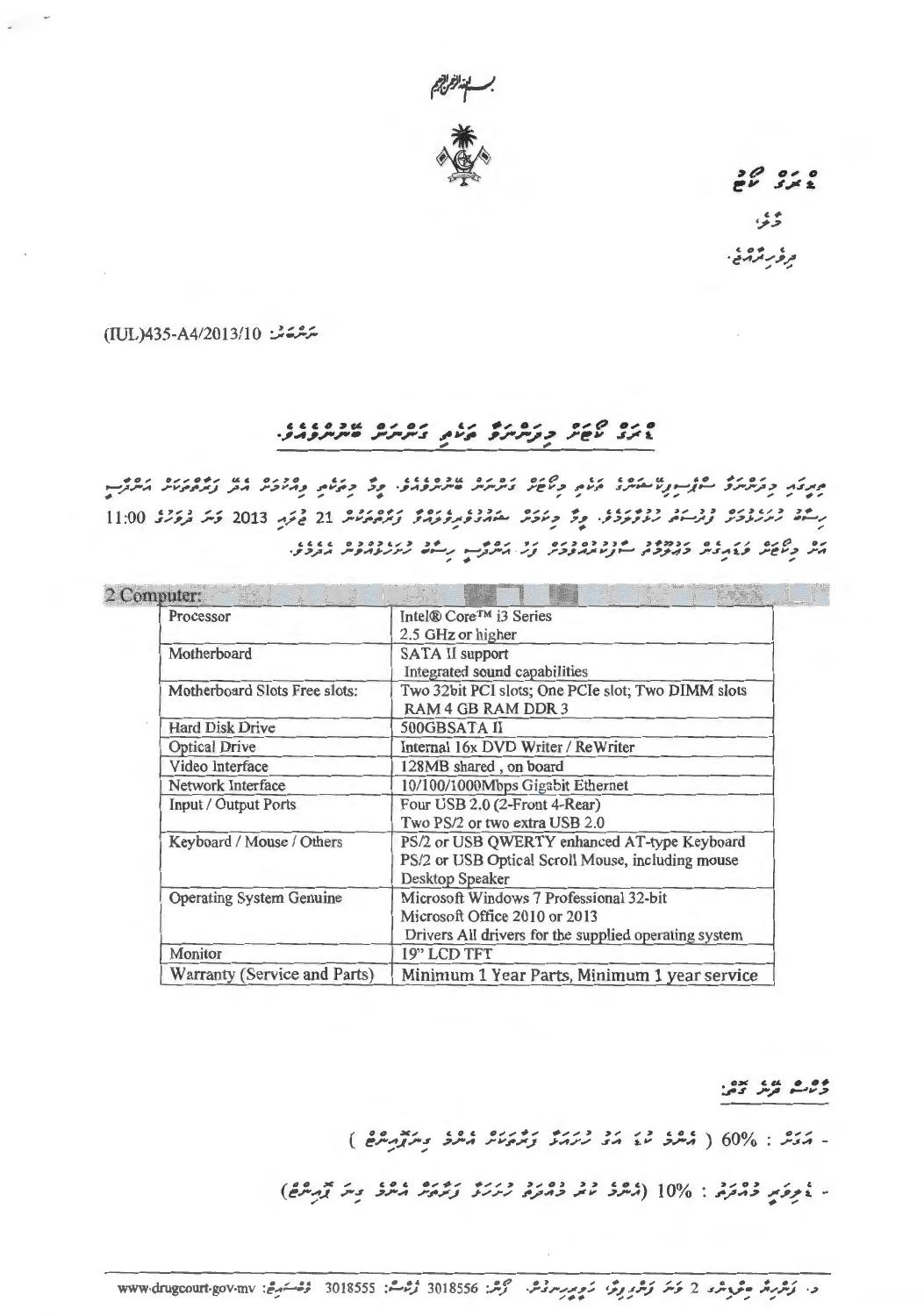ޑްރަގް ކޯޓު

މާލެ،

ދިވެހިރާއްޖެ.

ނަންބަރު: (IUL)435-A4/2013/10

## ޑްރަގް ކޯޓަށް މިދަންނަވާ ތަކެތި ގަނެވުން ބޭނުންވެއްޖެ.

ތިރީގައި މިދަންނަވާ ސްޕެސިފިކޭޝަންގެ ތަކެތި ޑްރަގް ކޯޓަށް ގަނެވުން ބޭނުންވެއްޖެ. މިގޮ ތަކެތި ވިއްކުމަށް އެދި ފަރާތްތަކުން އަންދާސީ ހިސާބު ހުށަހެޅުމަށް ފުރުޞަތު ހުޅުވާލަމެވެ. މިގޮ ތަކެތީގެ ސްޕެސިފިކޭޝަން ފަރާތްތަކާ 21 ޖޫން 2013 ވަނަ ދުވަހުގެ 11:00 އަށް ޑްރަގް ކޯޓަށް ވަޑައިގެން މަޢުލޫމާތު ސާފުކުރެއްވުމަށްފަހު ވަގުތު އަންދާސީ ހިސާބު ހުށަހަޅުއްވުން އެދެމެވެ.

| 2 Computer: | |
|---|---|
| Processor | Intel® Core™ i3 Series<br>2.5 GHz or higher |
| Motherboard | SATA II support<br>Integrated sound capabilities |
| Motherboard Slots Free slots: | Two 32bit PCI slots; One PCIe slot; Two DIMM slots<br>RAM 4 GB RAM DDR 3 |
| Hard Disk Drive | 500GBSATA II |
| Optical Drive | Internal 16x DVD Writer / ReWriter |
| Video Interface | 128MB shared , on board |
| Network Interface | 10/100/1000Mbps Gigabit Ethernet |
| Input / Output Ports | Four USB 2.0 (2-Front 4-Rear)<br>Two PS/2 or two extra USB 2.0 |
| Keyboard / Mouse / Others | PS/2 or USB QWERTY enhanced AT-type Keyboard<br>PS/2 or USB Optical Scroll Mouse, including mouse<br>Desktop Speaker |
| Operating System Genuine | Microsoft Windows 7 Professional 32-bit<br>Microsoft Office 2010 or 2013<br>Drivers All drivers for the supplied operating system |
| Monitor | 19" LCD TFT |
| Warranty (Service and Parts) | Minimum 1 Year Parts, Minimum 1 year service |

މާކްސް ދޭނެ ގޮތް:

- އަގަށް: 60% ( އެންމެ ކުޑަ އަގު ހުށަހަޅާ ފަރާތަކަށް އެންމެ މަތިން މާކްސް )

- ޑެލިވަރީ މުއްދަތު: 10% (އެންމެ ކުރު މުއްދަތު ހުށަހަޅާ ފަރާތަށް އެންމެ މަތިން މާކްސް)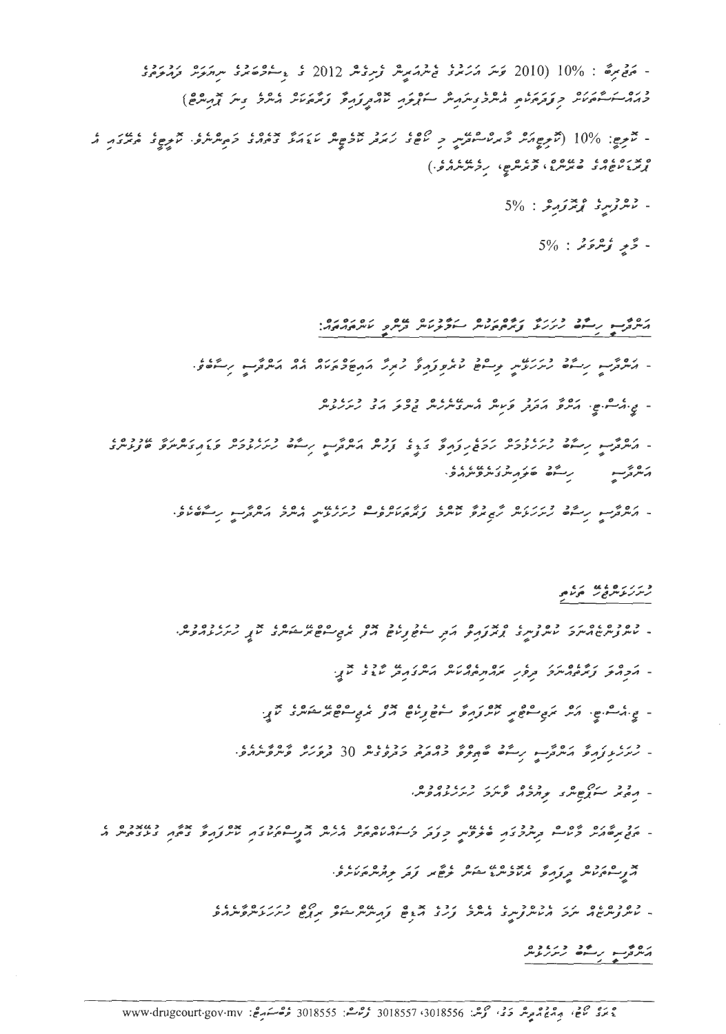- ތަޖުރިބާ : 10% (2010 ވަނަ އަހަރުގެ ޖެނުއަރީން ފެށިގެން 2012 ގެ ޑިސެމްބަރުގެ ނިޔަލަށް ދައުލަތުގެ މުއައްސަސާތަކަށް މިފަދަކަމެއްގައި އެންމެ ދިގު މުއްދަތަކަށް ސަރވިސް ދީފައިވާ ފަރާތަކަށް އެންމެ މާކްސް ދޭނެއެވެ)

- ކޯލިޓީ: 10% (ކޯލިޓީއަށް މާރކްސްދެނީ މި ކާޑުގެ ހުސްވާ ކާޑުތަކުގެ ކަލަރާއި ގޮތުގެ މަތިން. ކޯލިޓީގެ ތެރޭގައި ހިމެނޭ ޕްރިންޓިންގެ ބޯޑަރު، ފިނިޝިން، ހިލޯގްރާމް.)

- ކުންފުނީގެ ޕްރޮފައިލް : 5%

- މާލީ ފެންވަރު : 5%

## އަންދާސީ ހިސާބު ހުށަހަޅާ ފަރާތްތަކުން ސަމާލުކަންދޭން ޖެހޭ ކަންތައްތައް:

- އަންދާސީ ހިސާބު ހުށަހަޅާއިރު ޖީ.އެސް.ޓީ ހިމެނޭގޮތަށް ޖުމްލަ އަގު ބަޔާންކޮށް އެއް އަންދާސީ ހިސާބެވެ.

- ޖީ.އެސް.ޓީ. އަށް ވާ އަދަދު ވަކިން އެނގޭނެހެން ބަޔާންކޮށް އަގު ހުށަހަޅަން

- އަންދާސީ ހިސާބު ހުށަހަޅަންވާނީ ހަމަޖެހިފައިވާ ގަޑީގައެވެ. ލަސްވެގެން އަންދާސީ ހިސާބު ހުށަހަޅާ ފަރާތްތަކުގެ އަންދާސީ ހިސާބު ބަލައިނުގަނެވޭނެއެވެ.

- އަންދާސީ ހިސާބު ހުށަހަޅާ ކޮންމެ ފަރާތަކުން ހުށަހަޅައިދެވޭނީ އެންމެ އަންދާސީ ހިސާބެކެވެ.

## ހުށަހަޅަންޖެހޭ ތަކެތި

- ކުންފުނި ރަޖިސްޓަރީ، ކުންފުނީގެ ޕްރޮފައިލް އަދި ސްމޯލް އެންޑް މީޑިއަމް ބިޒްނަސް ރަޖިސްޓްރޭޝަނުގެ ކޮޕީ ހުށަހަޅަންވާނެއެވެ.

- އަދި ވެރިފަރާތުގެ އައިޑީކާޑުގެ ކޮޕީ.

- ޖީ.އެސް.ޓީ. އަށް ރަޖިސްޓްރީކުރެވިފައިވާ ސެޓްފިކެޓްގެ ކޮޕީ.

- ހުށަހަޅާ އަންދާސީ ހިސާބު ބާޠިލުވާ މުއްދަތު ކުޑަވެގެން 30 ދުވަހަށް ވާންވާނެއެވެ.

- އިތުރު ސަމްޕަލް ކާޑެއް ވާނަމަ ހުށަހަޅަންވާނެއެވެ.

- ތަޖުރިބާއަށް މާކްސް ދިނުމުގައި ބެލޭނީ މިފަދަ މަސައްކަތެއް ކޮށްފައިވާ އެހެން އިދާރާތަކުގެ ލިޔުމެއް ހުށަހަޅައިފިނަމައެވެ.

- ކުންފުނީގެ ނަމަ އަދި ކުންފުނީގެ ޕްރޮފައިލް ފުރިހަމަކޮށް ހުށަހަޅަންވާނެއެވެ.

## އަންދާސީ ހިސާބު ހުށަހެޅުން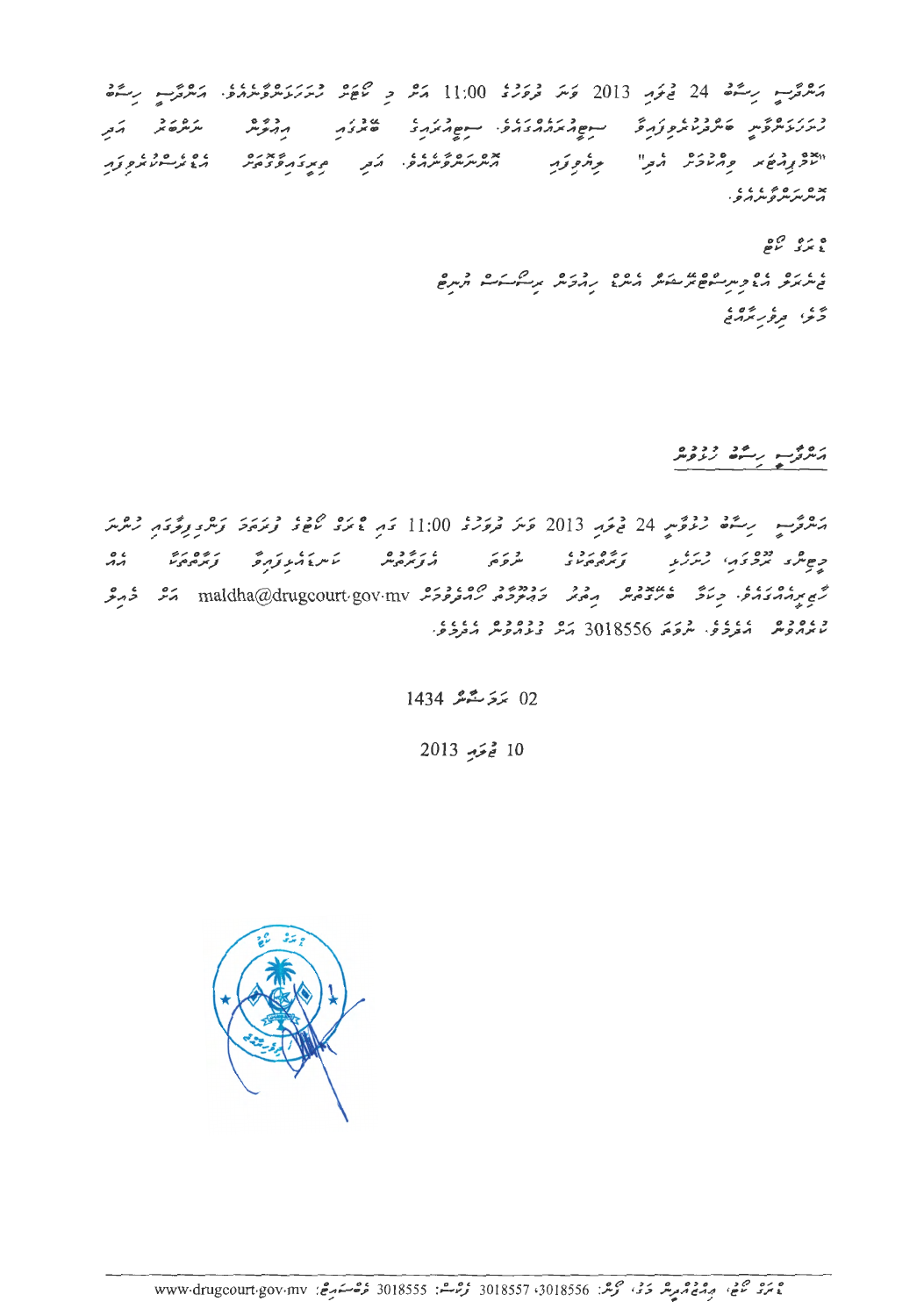އިންޓަރވިއު ހިނގާނެ 24 ޖޫން 2013 ވަނަ ދުވަހުގެ 11:00 އަށް މި ކޯޓަށް ހުށަހަޅަންވާނެއެވެ. އިންޓަރވިއު ހިނގާނެ
ހުށަހަޅަންވާނީ ބަންދުކުރެވިފައިވާ ސިޓީއުރައެއްގައެވެ. ސިޓީއުރައިގެ ބޭރުގައި އިއުލާނުގެ ނަންބަރު އަދި
"ކޯޓު ބޭލިފް މަޤާމަށް އެދި" ލިޔެފައި ހުންނަންވާނެއެވެ. އަދި ތިރީގައިވާ ލިޔުންތައް އެޕްލިކޭޝަނާއިއެކު
ހުށަހަޅަންވާނެއެވެ.

ޑްރަގް ކޯޓު
ޖުޑީޝަލް އެޑްމިނިސްޓްރޭޓަރ އަލީ ހިޝާމް
މާލެ، ދިވެހިރާއްޖެ

## އިންޓަރވިއު ހިނގާނެ ހުޅުވާލުން

އިންޓަރވިއު ހިނގާނެ ހުޅުވާލި 24 ޖޫން 2013 ވަނަ ދުވަހުގެ 11:00 ގައި ޑްރަގް ކޯޓުގެ ފުރަތަމަ ފަންގިފިލާގައި ހުންނަ މީޓިންގ ރޫމުގައި، ހުޅުވާލެވޭ ފޯމު ކަނޑައެޅިފައިވާ ގޮތުގެ މަޢުލޫމާތު maldha@drugcourt.gov.mv އަށް ފޮނުވުމުން ނުވަތަ 3018556 އަށް ގުޅުއްވުން އެދެމެވެ.

02 ޝައުބާން 1434

10 ޖޫން 2013